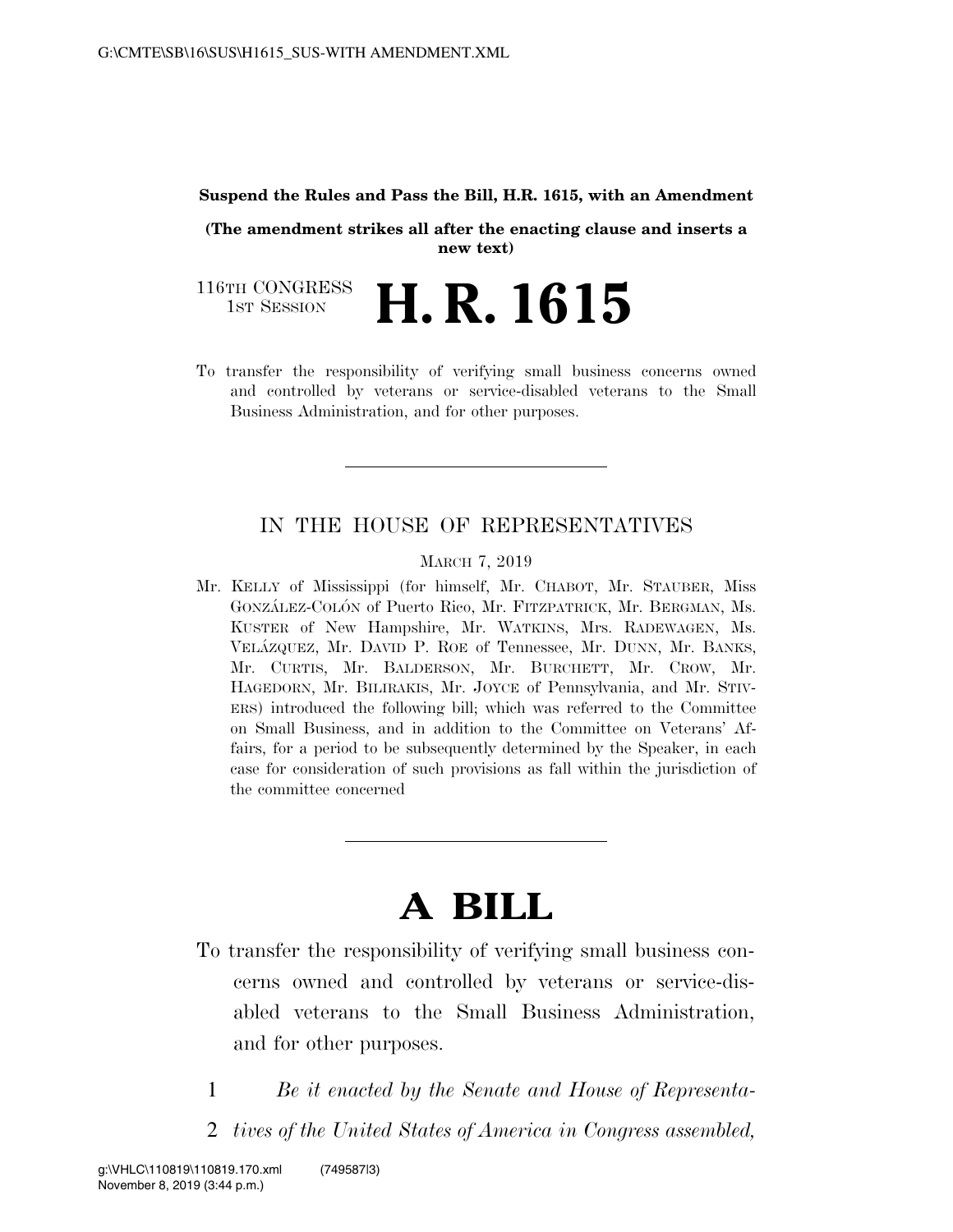**Suspend the Rules and Pass the Bill, H.R. 1615, with an Amendment**

**(The amendment strikes all after the enacting clause and inserts a new text)**

116TH CONGRESS
1ST SESSION

# H. R. 1615

To transfer the responsibility of verifying small business concerns owned and controlled by veterans or service-disabled veterans to the Small Business Administration, and for other purposes.

---

## IN THE HOUSE OF REPRESENTATIVES

MARCH 7, 2019

Mr. KELLY of Mississippi (for himself, Mr. CHABOT, Mr. STAUBER, Miss GONZÁLEZ-COLÓN of Puerto Rico, Mr. FITZPATRICK, Mr. BERGMAN, Ms. KUSTER of New Hampshire, Mr. WATKINS, Mrs. RADEWAGEN, Ms. VELÁZQUEZ, Mr. DAVID P. ROE of Tennessee, Mr. DUNN, Mr. BANKS, Mr. CURTIS, Mr. BALDERSON, Mr. BURCHETT, Mr. CROW, Mr. HAGEDORN, Mr. BILIRAKIS, Mr. JOYCE of Pennsylvania, and Mr. STIVERS) introduced the following bill; which was referred to the Committee on Small Business, and in addition to the Committee on Veterans' Affairs, for a period to be subsequently determined by the Speaker, in each case for consideration of such provisions as fall within the jurisdiction of the committee concerned

---

# A BILL

To transfer the responsibility of verifying small business concerns owned and controlled by veterans or service-disabled veterans to the Small Business Administration, and for other purposes.

1 *Be it enacted by the Senate and House of Representa-*
2 *tives of the United States of America in Congress assembled,*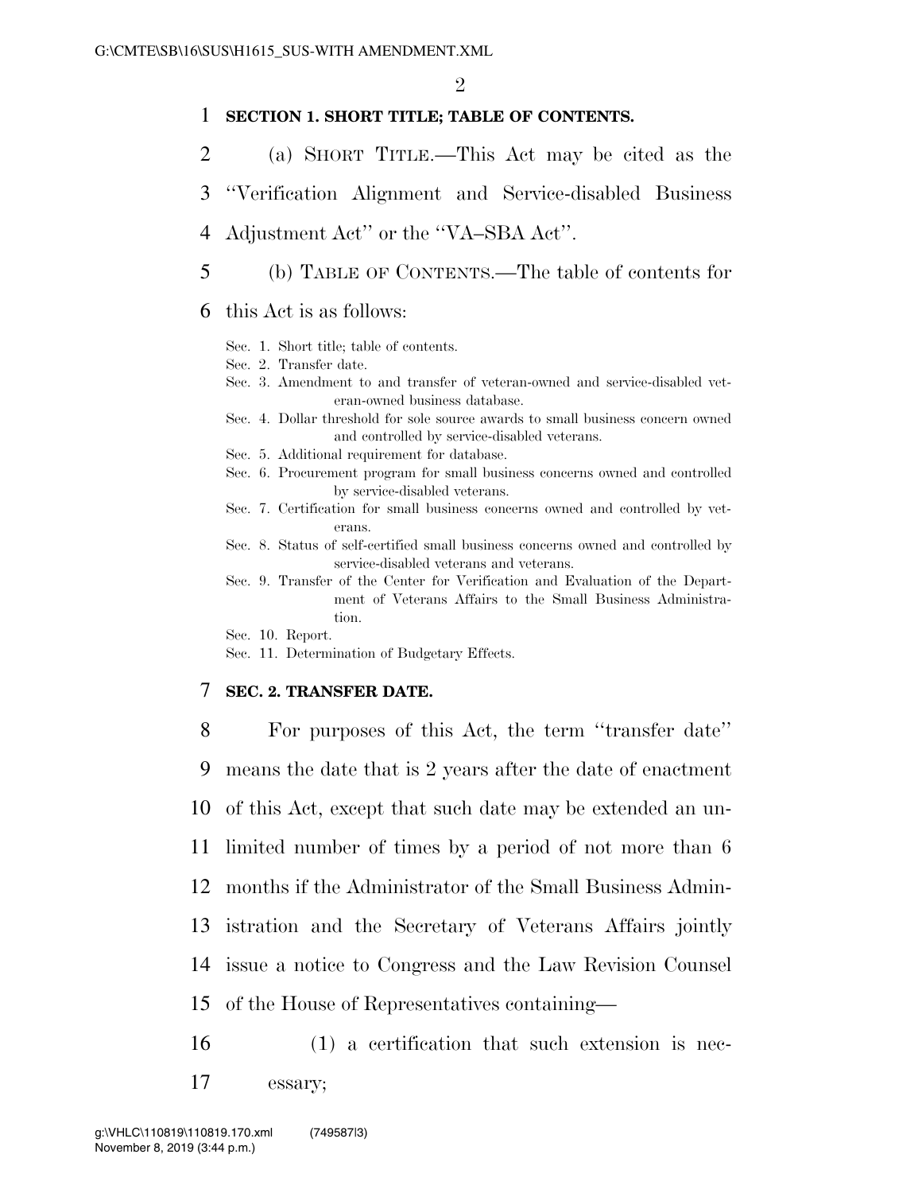**SECTION 1. SHORT TITLE; TABLE OF CONTENTS.**

(a) SHORT TITLE.—This Act may be cited as the "Verification Alignment and Service-disabled Business Adjustment Act" or the "VA–SBA Act".

(b) TABLE OF CONTENTS.—The table of contents for this Act is as follows:

Sec. 1. Short title; table of contents.
Sec. 2. Transfer date.
Sec. 3. Amendment to and transfer of veteran-owned and service-disabled veteran-owned business database.
Sec. 4. Dollar threshold for sole source awards to small business concern owned and controlled by service-disabled veterans.
Sec. 5. Additional requirement for database.
Sec. 6. Procurement program for small business concerns owned and controlled by service-disabled veterans.
Sec. 7. Certification for small business concerns owned and controlled by veterans.
Sec. 8. Status of self-certified small business concerns owned and controlled by service-disabled veterans and veterans.
Sec. 9. Transfer of the Center for Verification and Evaluation of the Department of Veterans Affairs to the Small Business Administration.
Sec. 10. Report.
Sec. 11. Determination of Budgetary Effects.

**SEC. 2. TRANSFER DATE.**

For purposes of this Act, the term "transfer date" means the date that is 2 years after the date of enactment of this Act, except that such date may be extended an unlimited number of times by a period of not more than 6 months if the Administrator of the Small Business Administration and the Secretary of Veterans Affairs jointly issue a notice to Congress and the Law Revision Counsel of the House of Representatives containing—

(1) a certification that such extension is necessary;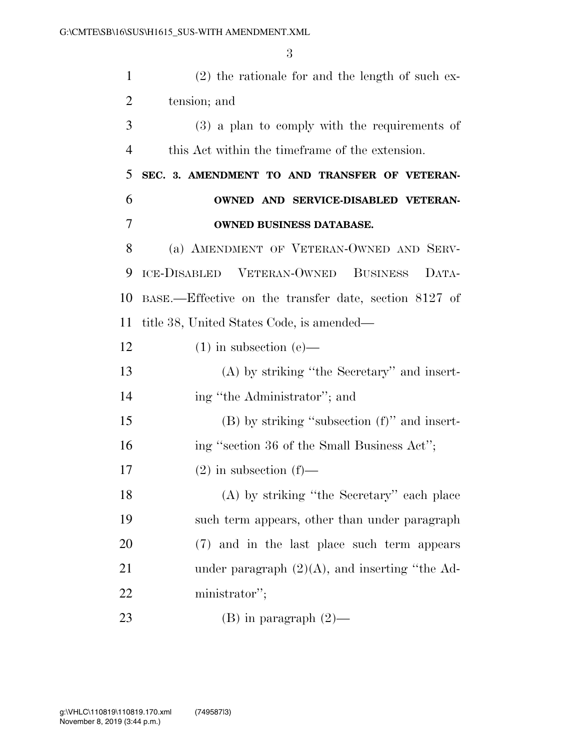(2) the rationale for and the length of such extension; and

(3) a plan to comply with the requirements of this Act within the timeframe of the extension.

**SEC. 3. AMENDMENT TO AND TRANSFER OF VETERAN-OWNED AND SERVICE-DISABLED VETERAN-OWNED BUSINESS DATABASE.**

(a) AMENDMENT OF VETERAN-OWNED AND SERVICE-DISABLED VETERAN-OWNED BUSINESS DATABASE.—Effective on the transfer date, section 8127 of title 38, United States Code, is amended—

(1) in subsection (e)—

(A) by striking "the Secretary" and inserting "the Administrator"; and

(B) by striking "subsection (f)" and inserting "section 36 of the Small Business Act";

(2) in subsection (f)—

(A) by striking "the Secretary" each place such term appears, other than under paragraph (7) and in the last place such term appears under paragraph (2)(A), and inserting "the Administrator";

(B) in paragraph (2)—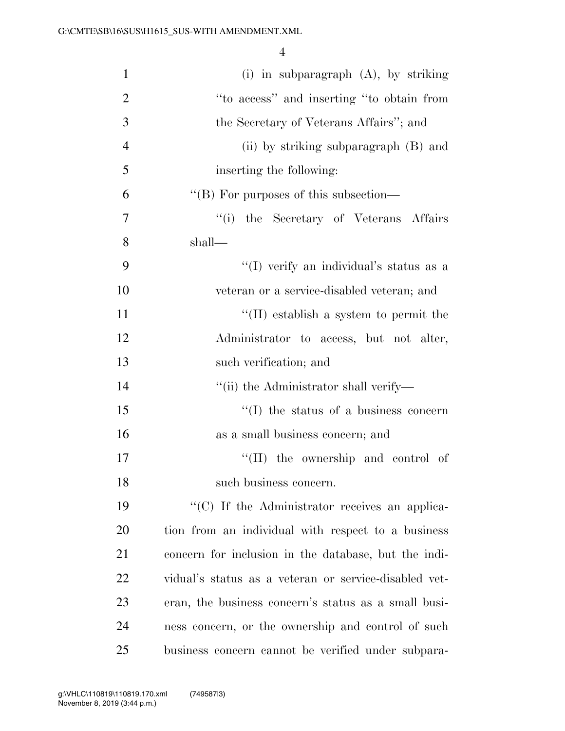(i) in subparagraph (A), by striking "to access" and inserting "to obtain from the Secretary of Veterans Affairs"; and

(ii) by striking subparagraph (B) and inserting the following:

"(B) For purposes of this subsection—

"(i) the Secretary of Veterans Affairs shall—

"(I) verify an individual's status as a veteran or a service-disabled veteran; and

"(II) establish a system to permit the Administrator to access, but not alter, such verification; and

"(ii) the Administrator shall verify—

"(I) the status of a business concern as a small business concern; and

"(II) the ownership and control of such business concern.

"(C) If the Administrator receives an application from an individual with respect to a business concern for inclusion in the database, but the individual's status as a veteran or service-disabled veteran, the business concern's status as a small business concern, or the ownership and control of such business concern cannot be verified under subpara-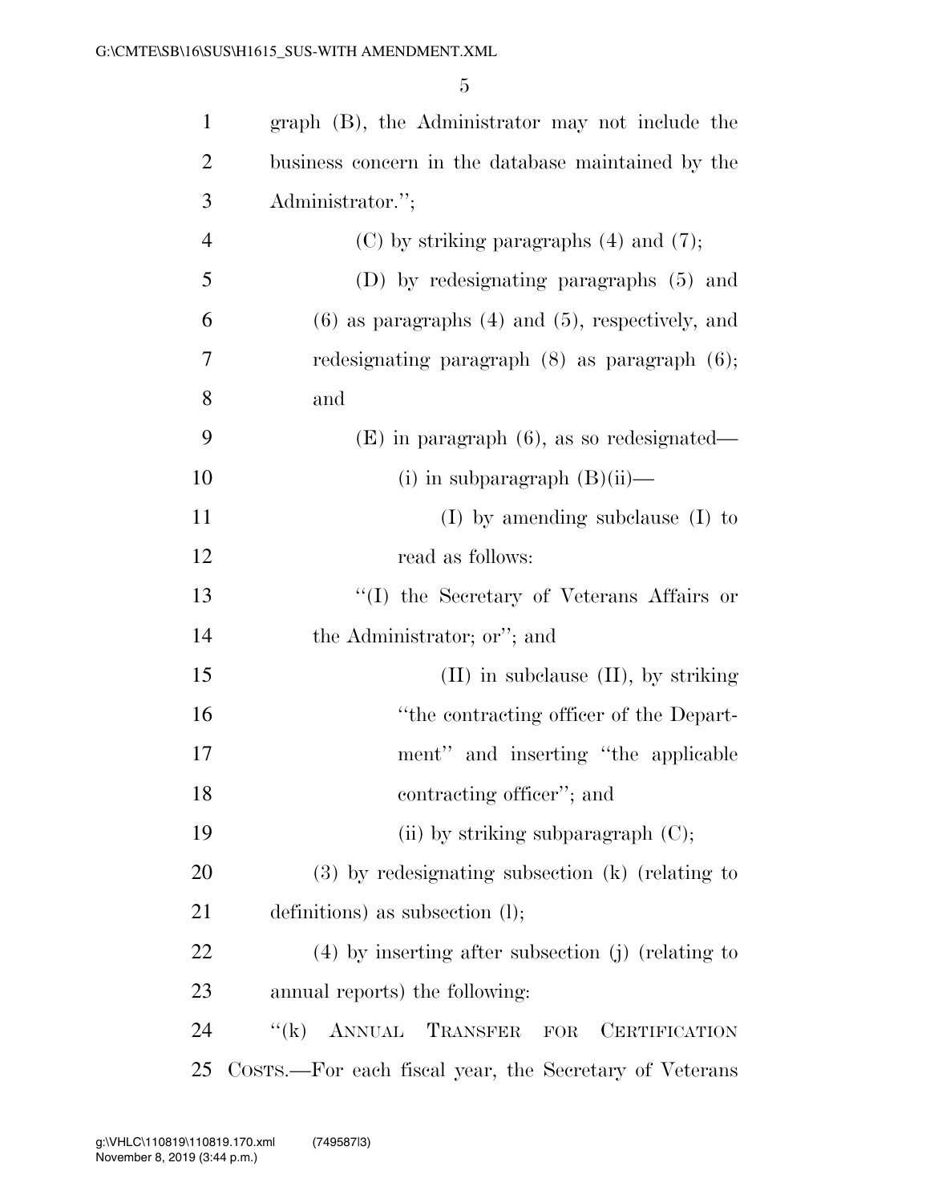graph (B), the Administrator may not include the business concern in the database maintained by the Administrator.'';

(C) by striking paragraphs (4) and (7);

(D) by redesignating paragraphs (5) and (6) as paragraphs (4) and (5), respectively, and redesignating paragraph (8) as paragraph (6); and

(E) in paragraph (6), as so redesignated—

(i) in subparagraph (B)(ii)—

(I) by amending subclause (I) to read as follows:

''(I) the Secretary of Veterans Affairs or the Administrator; or''; and

(II) in subclause (II), by striking ''the contracting officer of the Department'' and inserting ''the applicable contracting officer''; and

(ii) by striking subparagraph (C);

(3) by redesignating subsection (k) (relating to definitions) as subsection (l);

(4) by inserting after subsection (j) (relating to annual reports) the following:

''(k) ANNUAL TRANSFER FOR CERTIFICATION COSTS.—For each fiscal year, the Secretary of Veterans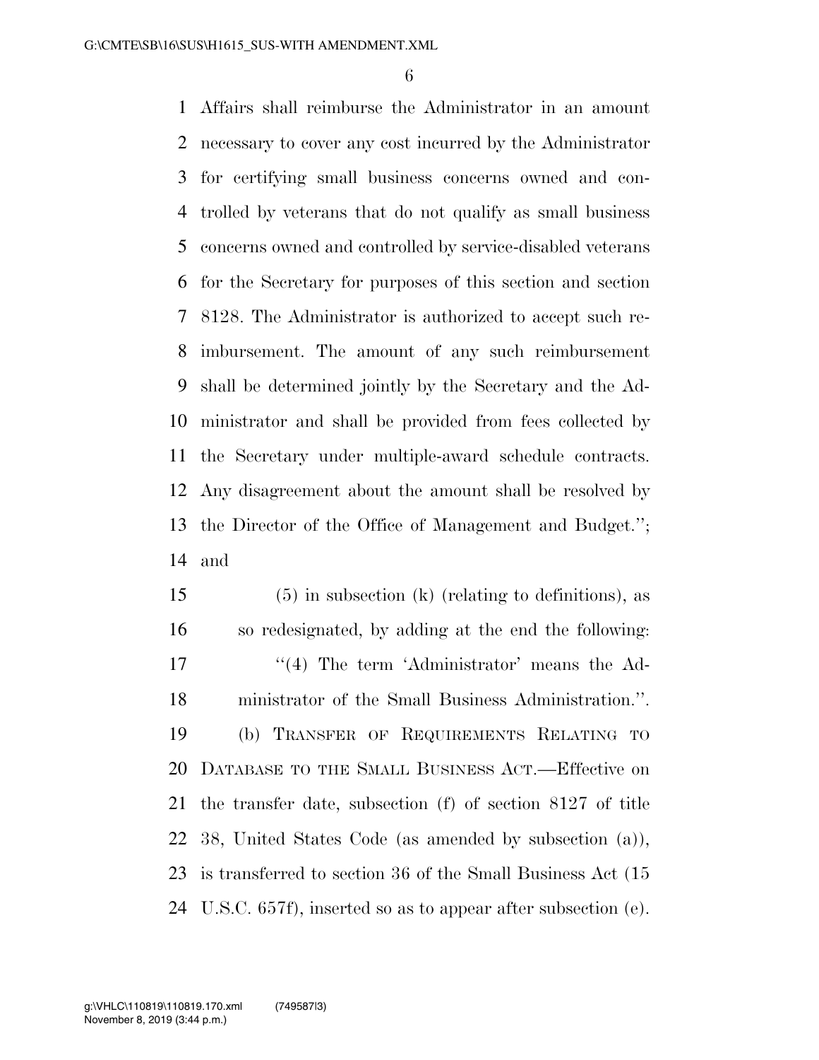Affairs shall reimburse the Administrator in an amount necessary to cover any cost incurred by the Administrator for certifying small business concerns owned and controlled by veterans that do not qualify as small business concerns owned and controlled by service-disabled veterans for the Secretary for purposes of this section and section 8128. The Administrator is authorized to accept such reimbursement. The amount of any such reimbursement shall be determined jointly by the Secretary and the Administrator and shall be provided from fees collected by the Secretary under multiple-award schedule contracts. Any disagreement about the amount shall be resolved by the Director of the Office of Management and Budget.''; and

(5) in subsection (k) (relating to definitions), as so redesignated, by adding at the end the following:

''(4) The term 'Administrator' means the Administrator of the Small Business Administration.''.

(b) TRANSFER OF REQUIREMENTS RELATING TO DATABASE TO THE SMALL BUSINESS ACT.—Effective on the transfer date, subsection (f) of section 8127 of title 38, United States Code (as amended by subsection (a)), is transferred to section 36 of the Small Business Act (15 U.S.C. 657f), inserted so as to appear after subsection (e).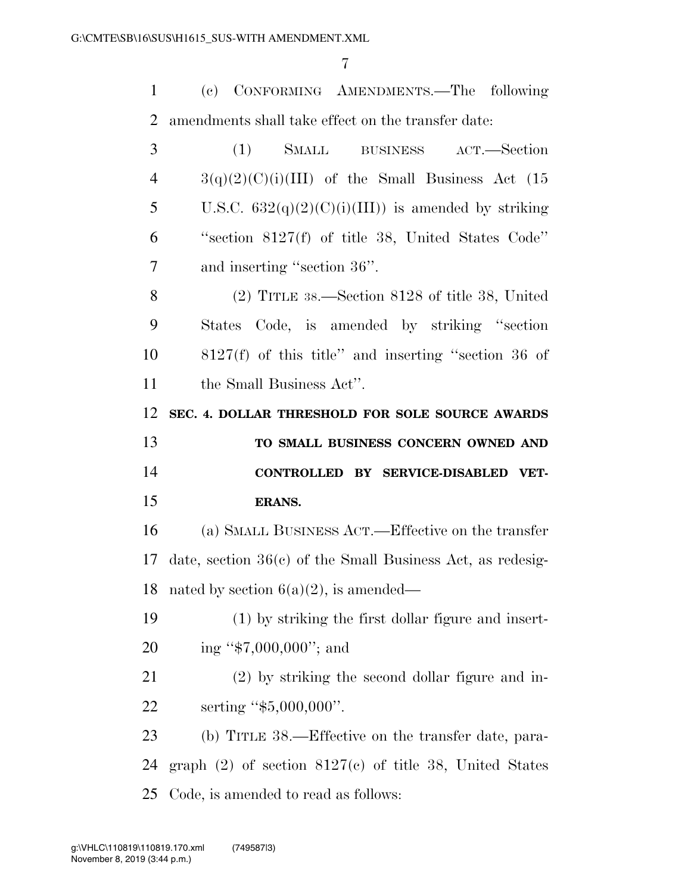(c) CONFORMING AMENDMENTS.—The following amendments shall take effect on the transfer date:

(1) SMALL BUSINESS ACT.—Section 3(q)(2)(C)(i)(III) of the Small Business Act (15 U.S.C. 632(q)(2)(C)(i)(III)) is amended by striking "section 8127(f) of title 38, United States Code" and inserting "section 36".

(2) TITLE 38.—Section 8128 of title 38, United States Code, is amended by striking "section 8127(f) of this title" and inserting "section 36 of the Small Business Act".

**SEC. 4. DOLLAR THRESHOLD FOR SOLE SOURCE AWARDS TO SMALL BUSINESS CONCERN OWNED AND CONTROLLED BY SERVICE-DISABLED VETERANS.**

(a) SMALL BUSINESS ACT.—Effective on the transfer date, section 36(c) of the Small Business Act, as redesignated by section 6(a)(2), is amended—

(1) by striking the first dollar figure and inserting "$7,000,000"; and

(2) by striking the second dollar figure and inserting "$5,000,000".

(b) TITLE 38.—Effective on the transfer date, paragraph (2) of section 8127(c) of title 38, United States Code, is amended to read as follows: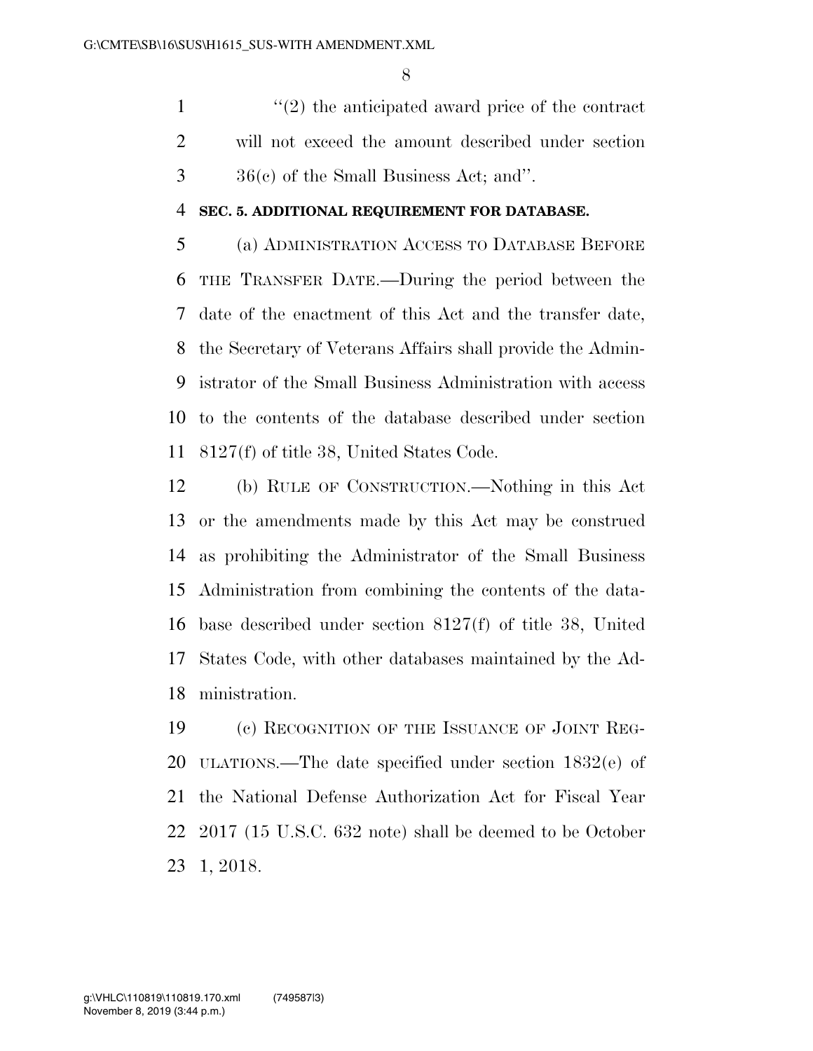"(2) the anticipated award price of the contract will not exceed the amount described under section 36(c) of the Small Business Act; and".

**SEC. 5. ADDITIONAL REQUIREMENT FOR DATABASE.**

(a) ADMINISTRATION ACCESS TO DATABASE BEFORE THE TRANSFER DATE.—During the period between the date of the enactment of this Act and the transfer date, the Secretary of Veterans Affairs shall provide the Administrator of the Small Business Administration with access to the contents of the database described under section 8127(f) of title 38, United States Code.

(b) RULE OF CONSTRUCTION.—Nothing in this Act or the amendments made by this Act may be construed as prohibiting the Administrator of the Small Business Administration from combining the contents of the database described under section 8127(f) of title 38, United States Code, with other databases maintained by the Administration.

(c) RECOGNITION OF THE ISSUANCE OF JOINT REGULATIONS.—The date specified under section 1832(e) of the National Defense Authorization Act for Fiscal Year 2017 (15 U.S.C. 632 note) shall be deemed to be October 1, 2018.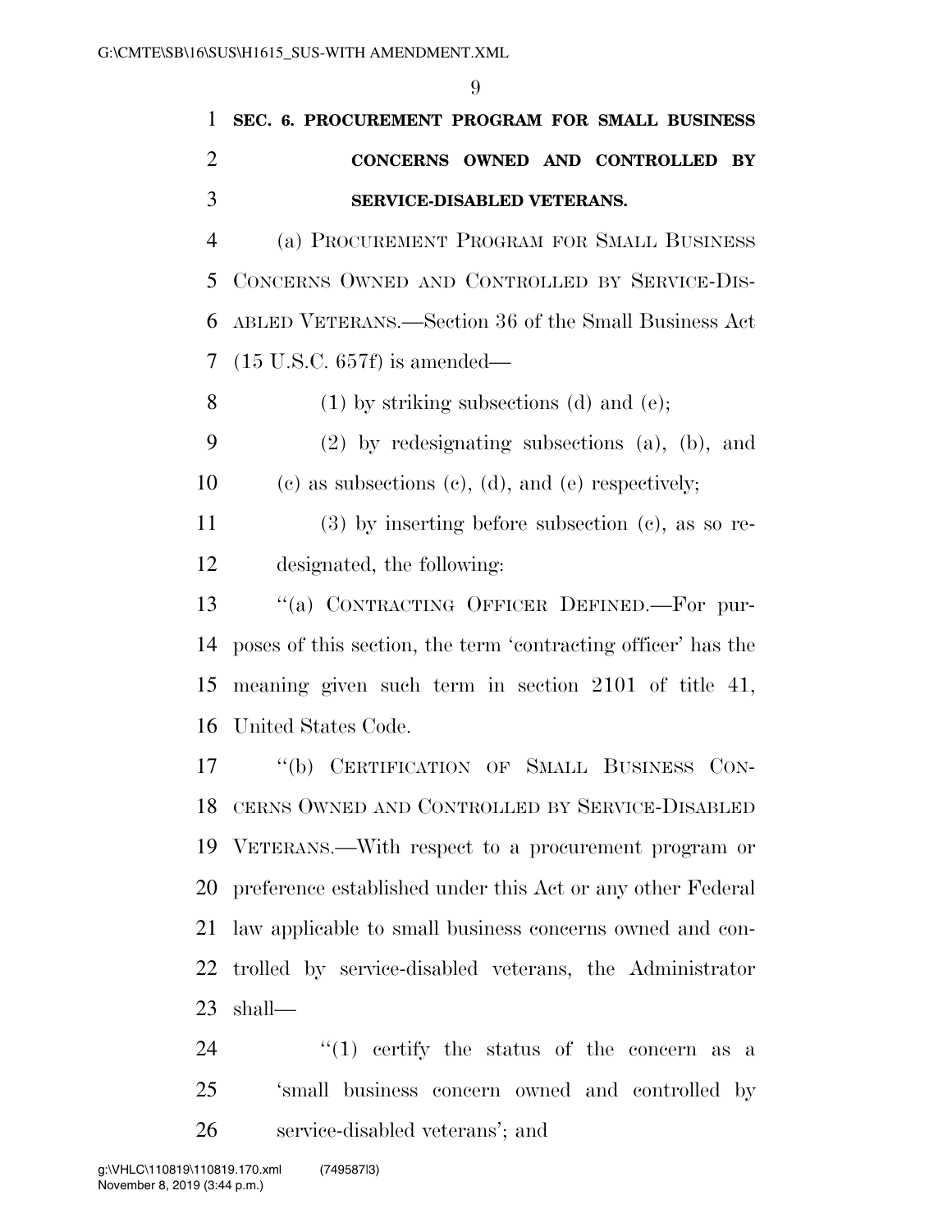**SEC. 6. PROCUREMENT PROGRAM FOR SMALL BUSINESS CONCERNS OWNED AND CONTROLLED BY SERVICE-DISABLED VETERANS.**

(a) PROCUREMENT PROGRAM FOR SMALL BUSINESS CONCERNS OWNED AND CONTROLLED BY SERVICE-DISABLED VETERANS.—Section 36 of the Small Business Act (15 U.S.C. 657f) is amended—

(1) by striking subsections (d) and (e);

(2) by redesignating subsections (a), (b), and (c) as subsections (c), (d), and (e) respectively;

(3) by inserting before subsection (c), as so redesignated, the following:

"(a) CONTRACTING OFFICER DEFINED.—For purposes of this section, the term 'contracting officer' has the meaning given such term in section 2101 of title 41, United States Code.

"(b) CERTIFICATION OF SMALL BUSINESS CONCERNS OWNED AND CONTROLLED BY SERVICE-DISABLED VETERANS.—With respect to a procurement program or preference established under this Act or any other Federal law applicable to small business concerns owned and controlled by service-disabled veterans, the Administrator shall—

"(1) certify the status of the concern as a 'small business concern owned and controlled by service-disabled veterans'; and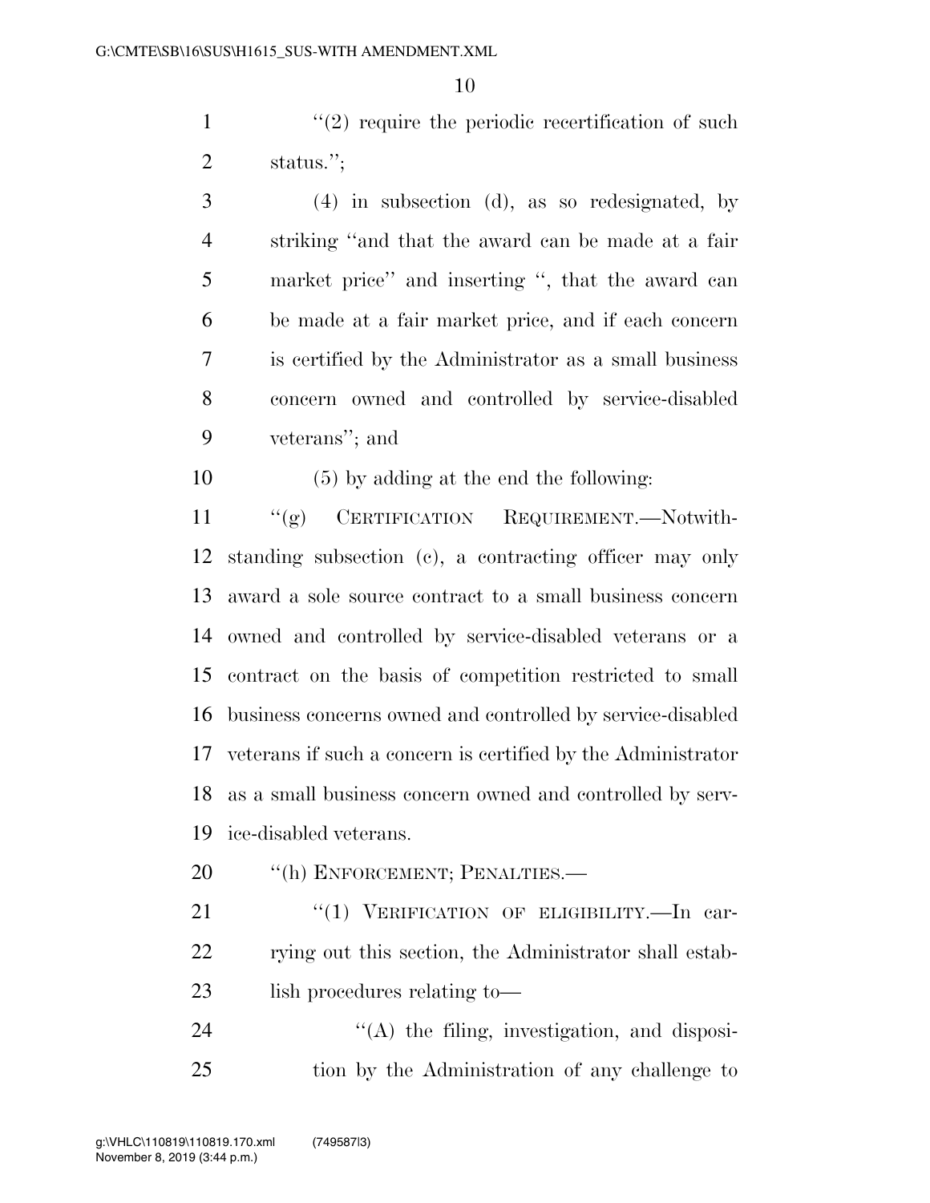"(2) require the periodic recertification of such status.";

(4) in subsection (d), as so redesignated, by striking "and that the award can be made at a fair market price" and inserting ", that the award can be made at a fair market price, and if each concern is certified by the Administrator as a small business concern owned and controlled by service-disabled veterans"; and

(5) by adding at the end the following:

"(g) CERTIFICATION REQUIREMENT.—Notwithstanding subsection (c), a contracting officer may only award a sole source contract to a small business concern owned and controlled by service-disabled veterans or a contract on the basis of competition restricted to small business concerns owned and controlled by service-disabled veterans if such a concern is certified by the Administrator as a small business concern owned and controlled by service-disabled veterans.

"(h) ENFORCEMENT; PENALTIES.—

"(1) VERIFICATION OF ELIGIBILITY.—In carrying out this section, the Administrator shall establish procedures relating to—

"(A) the filing, investigation, and disposition by the Administration of any challenge to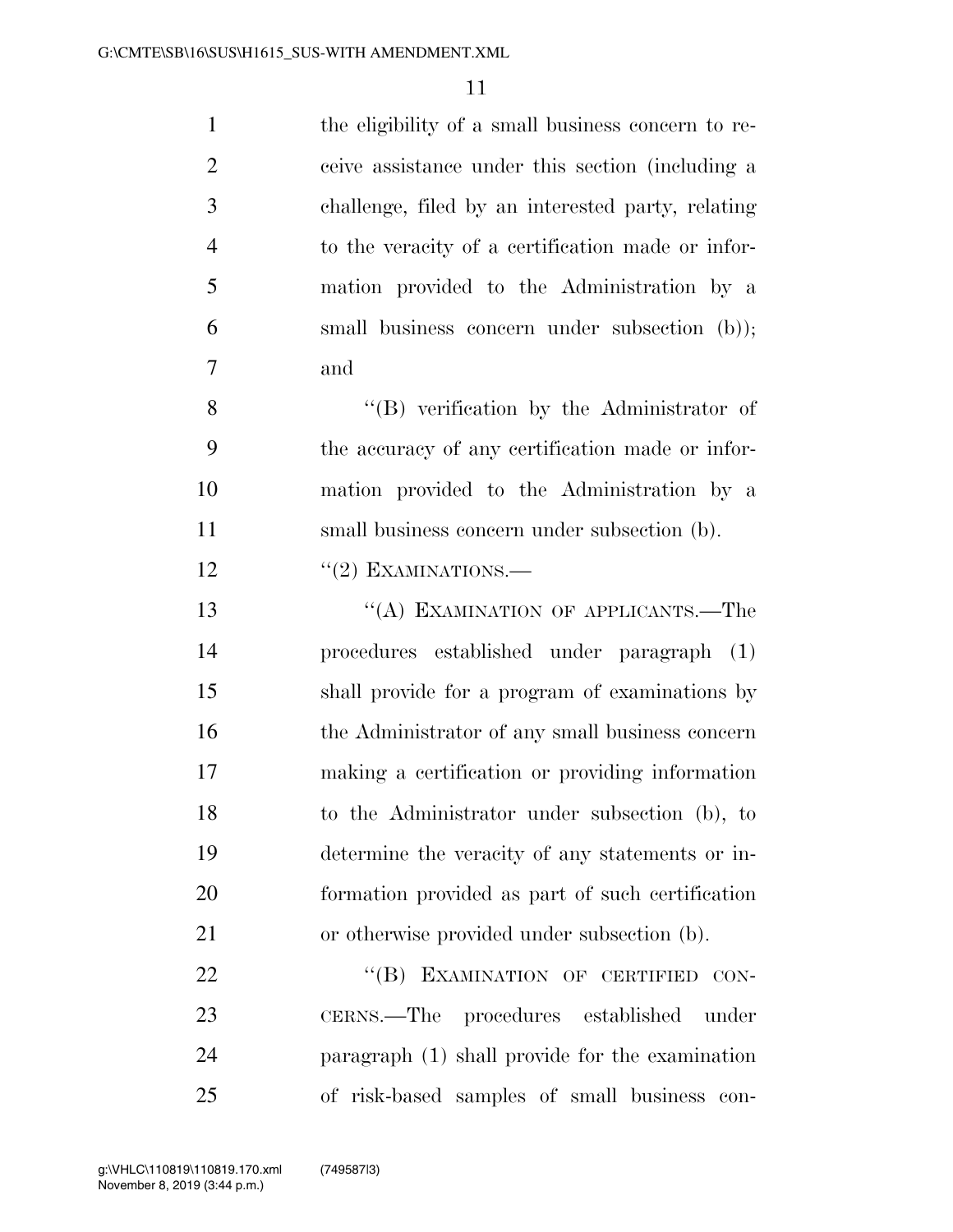the eligibility of a small business concern to receive assistance under this section (including a challenge, filed by an interested party, relating to the veracity of a certification made or information provided to the Administration by a small business concern under subsection (b)); and

''(B) verification by the Administrator of the accuracy of any certification made or information provided to the Administration by a small business concern under subsection (b).

''(2) EXAMINATIONS.—

''(A) EXAMINATION OF APPLICANTS.—The procedures established under paragraph (1) shall provide for a program of examinations by the Administrator of any small business concern making a certification or providing information to the Administrator under subsection (b), to determine the veracity of any statements or information provided as part of such certification or otherwise provided under subsection (b).

''(B) EXAMINATION OF CERTIFIED CONCERNS.—The procedures established under paragraph (1) shall provide for the examination of risk-based samples of small business con-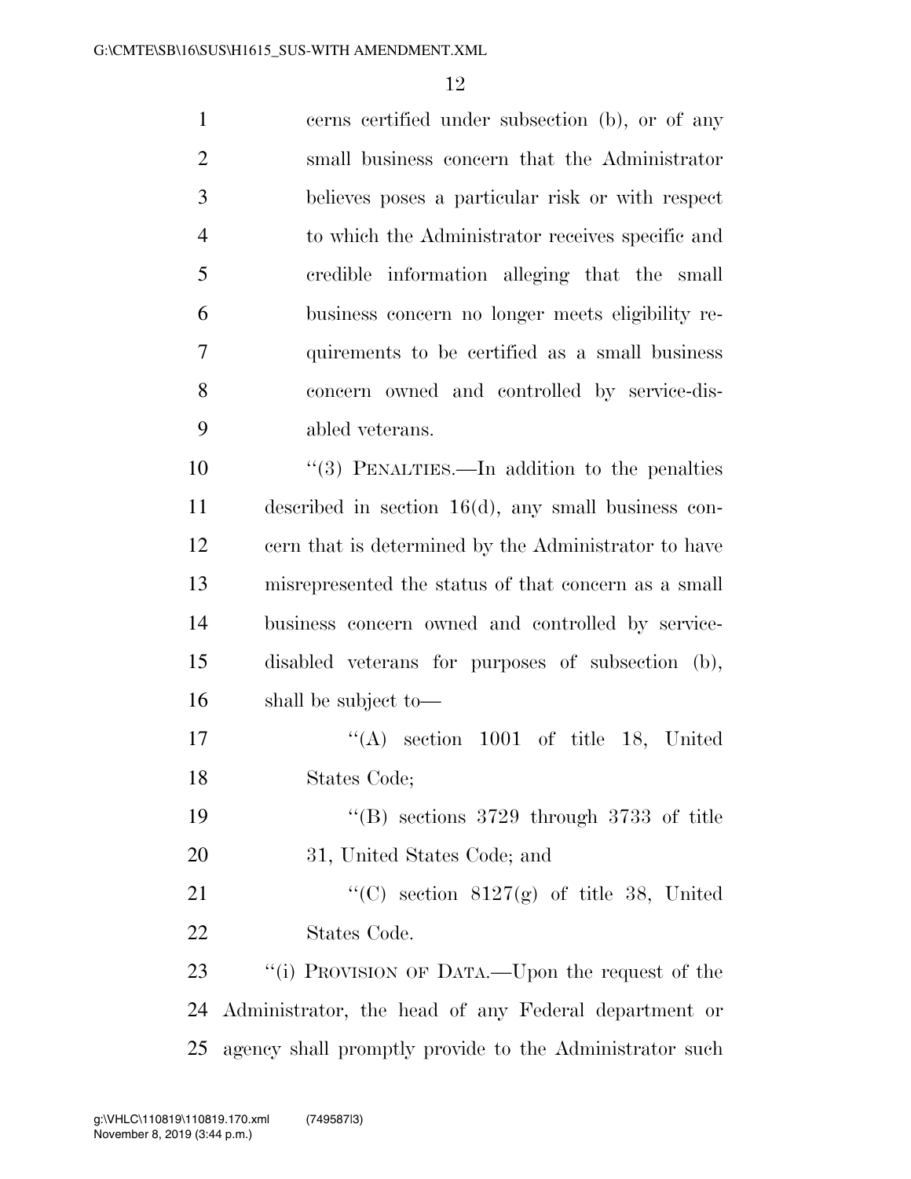cerns certified under subsection (b), or of any small business concern that the Administrator believes poses a particular risk or with respect to which the Administrator receives specific and credible information alleging that the small business concern no longer meets eligibility requirements to be certified as a small business concern owned and controlled by service-disabled veterans.

"(3) PENALTIES.—In addition to the penalties described in section 16(d), any small business concern that is determined by the Administrator to have misrepresented the status of that concern as a small business concern owned and controlled by service-disabled veterans for purposes of subsection (b), shall be subject to—

"(A) section 1001 of title 18, United States Code;

"(B) sections 3729 through 3733 of title 31, United States Code; and

"(C) section 8127(g) of title 38, United States Code.

"(i) PROVISION OF DATA.—Upon the request of the Administrator, the head of any Federal department or agency shall promptly provide to the Administrator such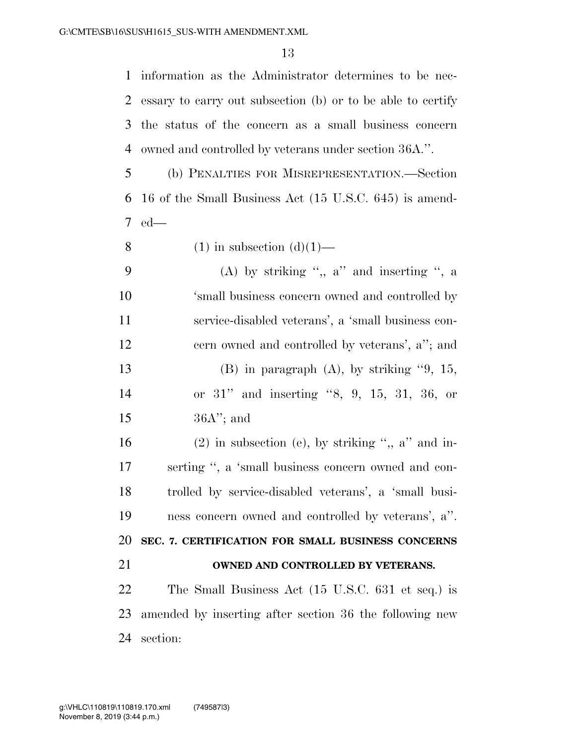information as the Administrator determines to be necessary to carry out subsection (b) or to be able to certify the status of the concern as a small business concern owned and controlled by veterans under section 36A.''.

(b) PENALTIES FOR MISREPRESENTATION.—Section 16 of the Small Business Act (15 U.S.C. 645) is amended—

(1) in subsection (d)(1)—

(A) by striking '',, a'' and inserting '', a 'small business concern owned and controlled by service-disabled veterans', a 'small business concern owned and controlled by veterans', a''; and

(B) in paragraph (A), by striking ''9, 15, or 31'' and inserting ''8, 9, 15, 31, 36, or 36A''; and

(2) in subsection (e), by striking '',, a'' and inserting '', a 'small business concern owned and controlled by service-disabled veterans', a 'small business concern owned and controlled by veterans', a''.

**SEC. 7. CERTIFICATION FOR SMALL BUSINESS CONCERNS OWNED AND CONTROLLED BY VETERANS.**

The Small Business Act (15 U.S.C. 631 et seq.) is amended by inserting after section 36 the following new section: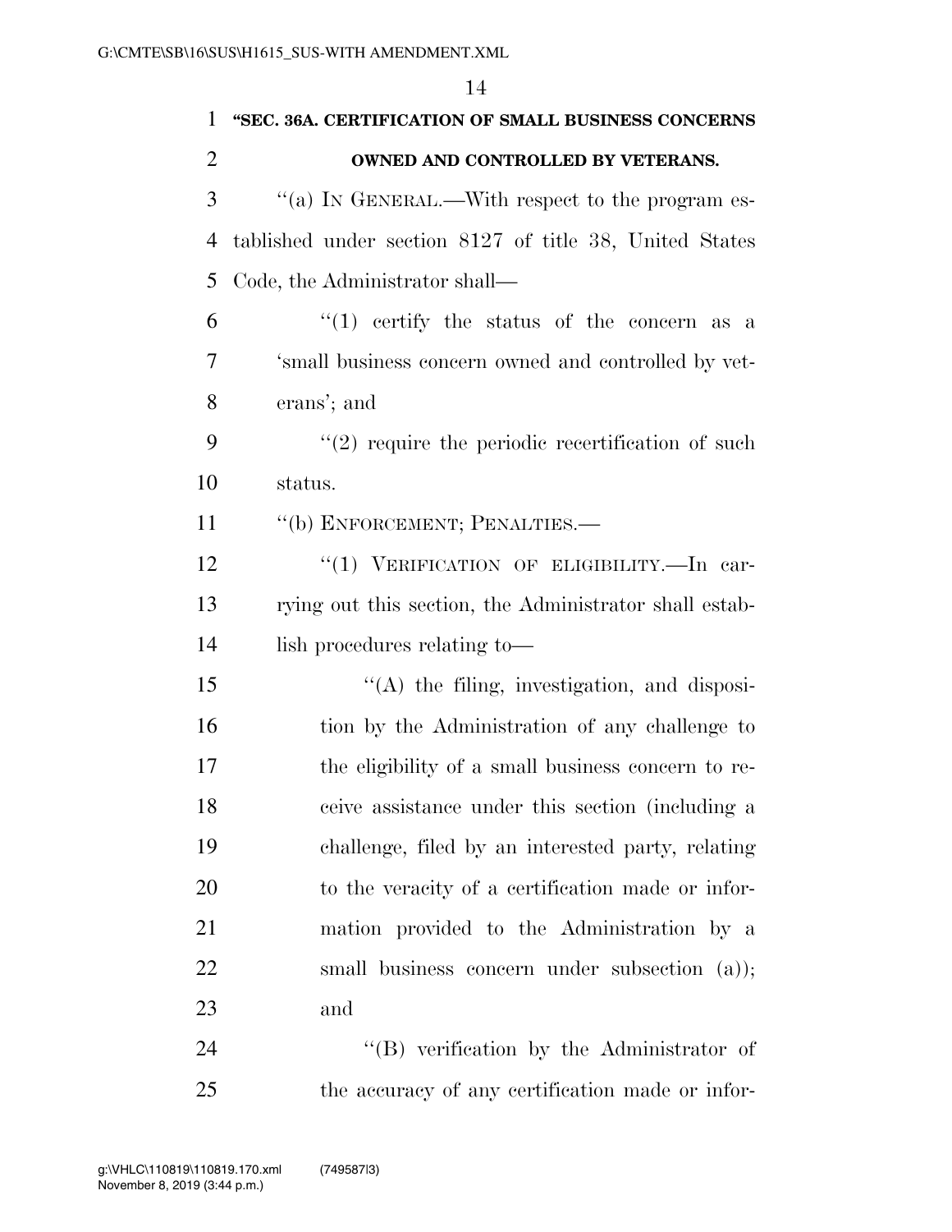**"SEC. 36A. CERTIFICATION OF SMALL BUSINESS CONCERNS OWNED AND CONTROLLED BY VETERANS.**

"(a) IN GENERAL.—With respect to the program established under section 8127 of title 38, United States Code, the Administrator shall—

"(1) certify the status of the concern as a 'small business concern owned and controlled by veterans'; and

"(2) require the periodic recertification of such status.

"(b) ENFORCEMENT; PENALTIES.—

"(1) VERIFICATION OF ELIGIBILITY.—In carrying out this section, the Administrator shall establish procedures relating to—

"(A) the filing, investigation, and disposition by the Administration of any challenge to the eligibility of a small business concern to receive assistance under this section (including a challenge, filed by an interested party, relating to the veracity of a certification made or information provided to the Administration by a small business concern under subsection (a)); and

"(B) verification by the Administrator of the accuracy of any certification made or infor-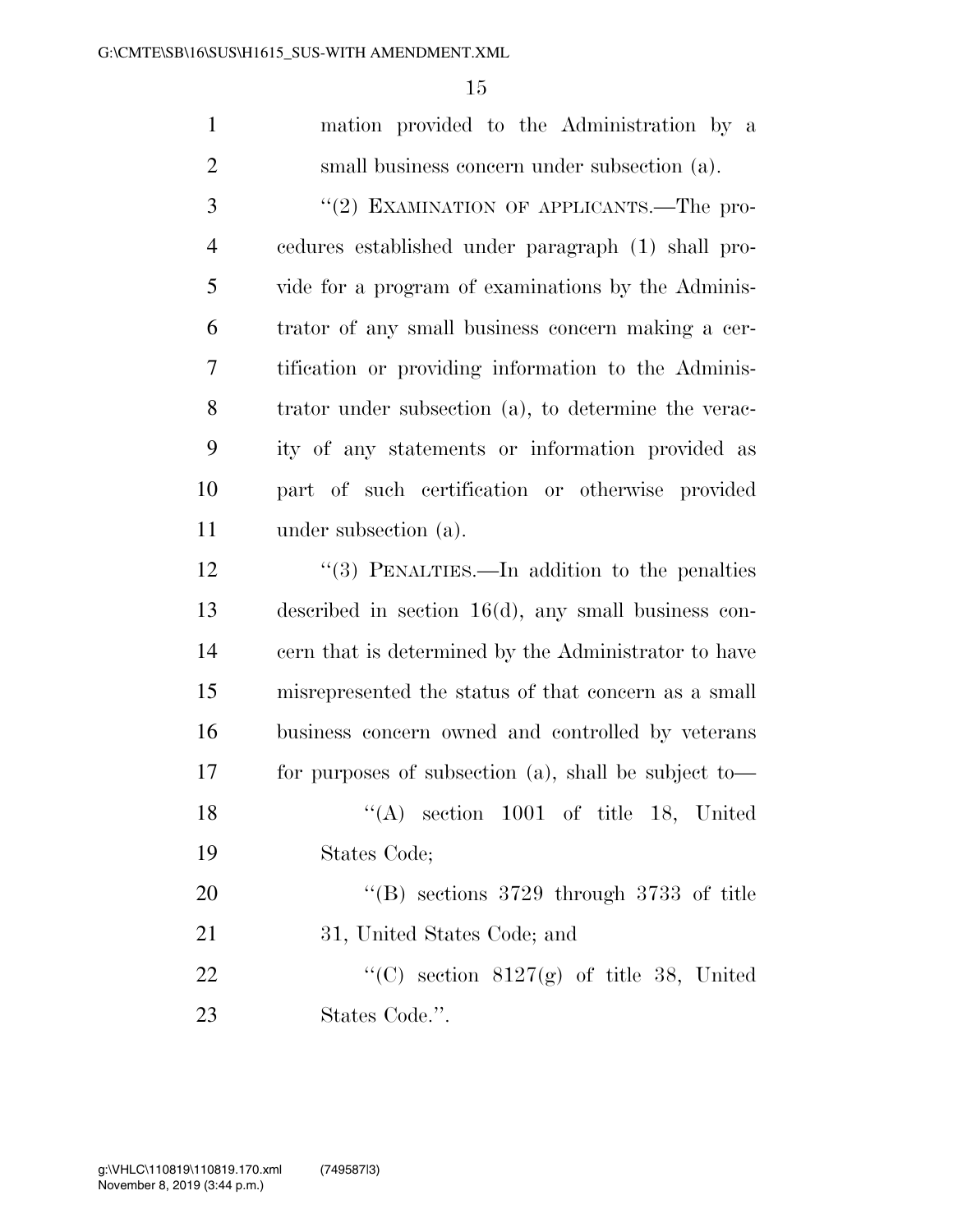mation provided to the Administration by a small business concern under subsection (a).

''(2) EXAMINATION OF APPLICANTS.—The procedures established under paragraph (1) shall provide for a program of examinations by the Administrator of any small business concern making a certification or providing information to the Administrator under subsection (a), to determine the veracity of any statements or information provided as part of such certification or otherwise provided under subsection (a).

''(3) PENALTIES.—In addition to the penalties described in section 16(d), any small business concern that is determined by the Administrator to have misrepresented the status of that concern as a small business concern owned and controlled by veterans for purposes of subsection (a), shall be subject to—

''(A) section 1001 of title 18, United States Code;

''(B) sections 3729 through 3733 of title 31, United States Code; and

''(C) section 8127(g) of title 38, United States Code.''.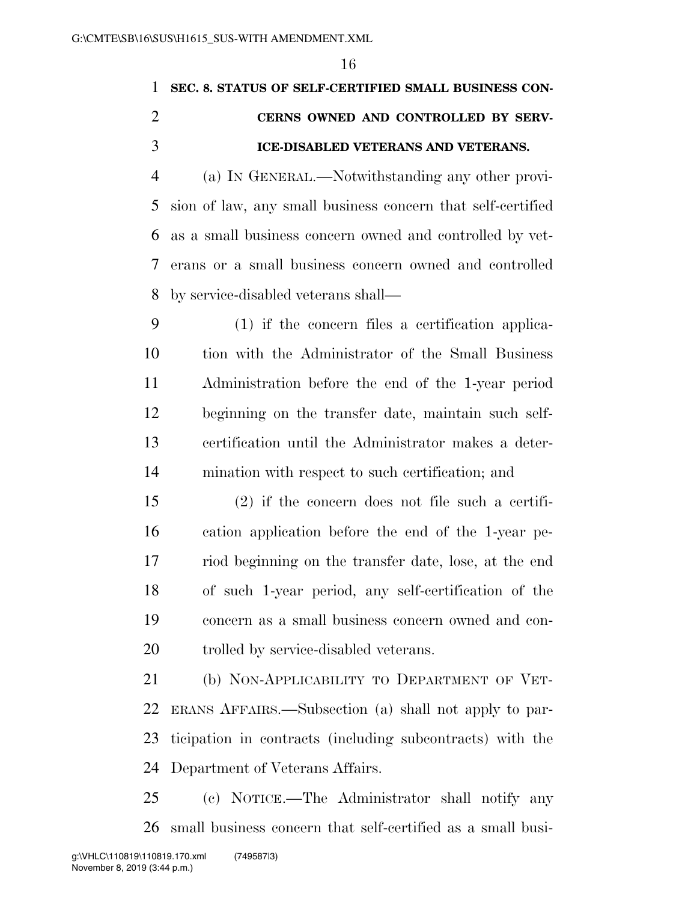**SEC. 8. STATUS OF SELF-CERTIFIED SMALL BUSINESS CONCERNS OWNED AND CONTROLLED BY SERVICE-DISABLED VETERANS AND VETERANS.**

(a) IN GENERAL.—Notwithstanding any other provision of law, any small business concern that self-certified as a small business concern owned and controlled by veterans or a small business concern owned and controlled by service-disabled veterans shall—

(1) if the concern files a certification application with the Administrator of the Small Business Administration before the end of the 1-year period beginning on the transfer date, maintain such self-certification until the Administrator makes a determination with respect to such certification; and

(2) if the concern does not file such a certification application before the end of the 1-year period beginning on the transfer date, lose, at the end of such 1-year period, any self-certification of the concern as a small business concern owned and controlled by service-disabled veterans.

(b) NON-APPLICABILITY TO DEPARTMENT OF VETERANS AFFAIRS.—Subsection (a) shall not apply to participation in contracts (including subcontracts) with the Department of Veterans Affairs.

(c) NOTICE.—The Administrator shall notify any small business concern that self-certified as a small busi-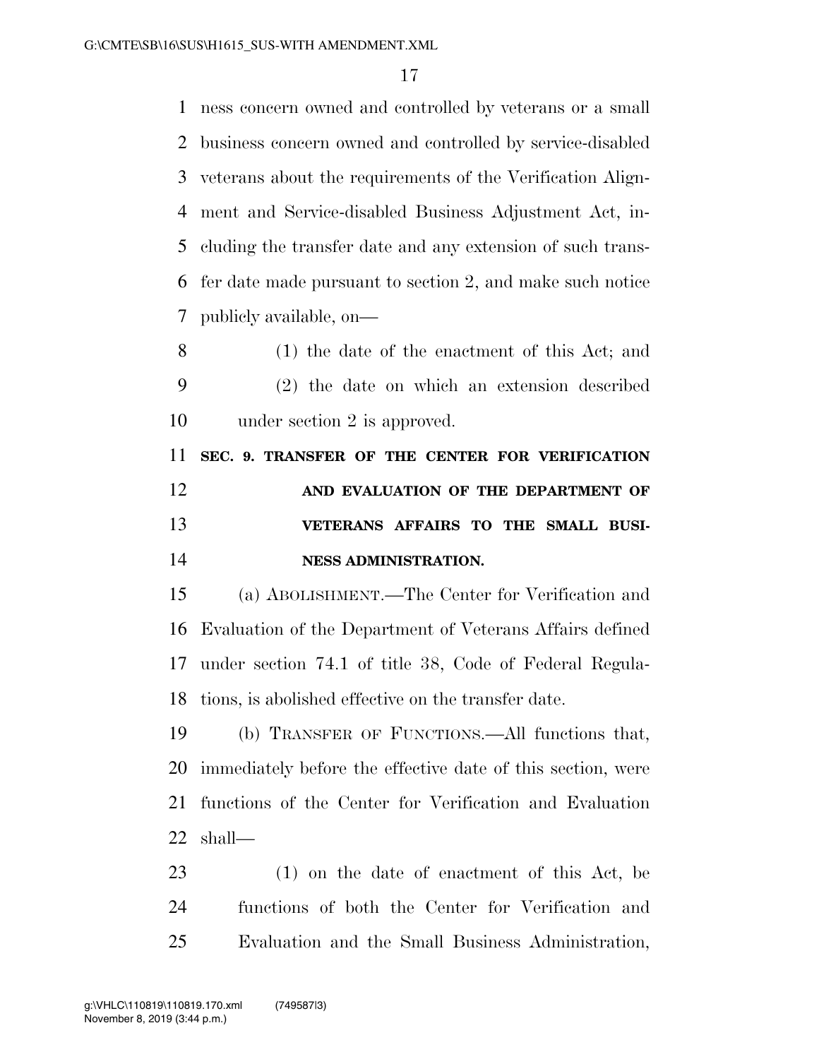ness concern owned and controlled by veterans or a small business concern owned and controlled by service-disabled veterans about the requirements of the Verification Alignment and Service-disabled Business Adjustment Act, including the transfer date and any extension of such transfer date made pursuant to section 2, and make such notice publicly available, on—

(1) the date of the enactment of this Act; and

(2) the date on which an extension described under section 2 is approved.

**SEC. 9. TRANSFER OF THE CENTER FOR VERIFICATION AND EVALUATION OF THE DEPARTMENT OF VETERANS AFFAIRS TO THE SMALL BUSINESS ADMINISTRATION.**

(a) ABOLISHMENT.—The Center for Verification and Evaluation of the Department of Veterans Affairs defined under section 74.1 of title 38, Code of Federal Regulations, is abolished effective on the transfer date.

(b) TRANSFER OF FUNCTIONS.—All functions that, immediately before the effective date of this section, were functions of the Center for Verification and Evaluation shall—

(1) on the date of enactment of this Act, be functions of both the Center for Verification and Evaluation and the Small Business Administration,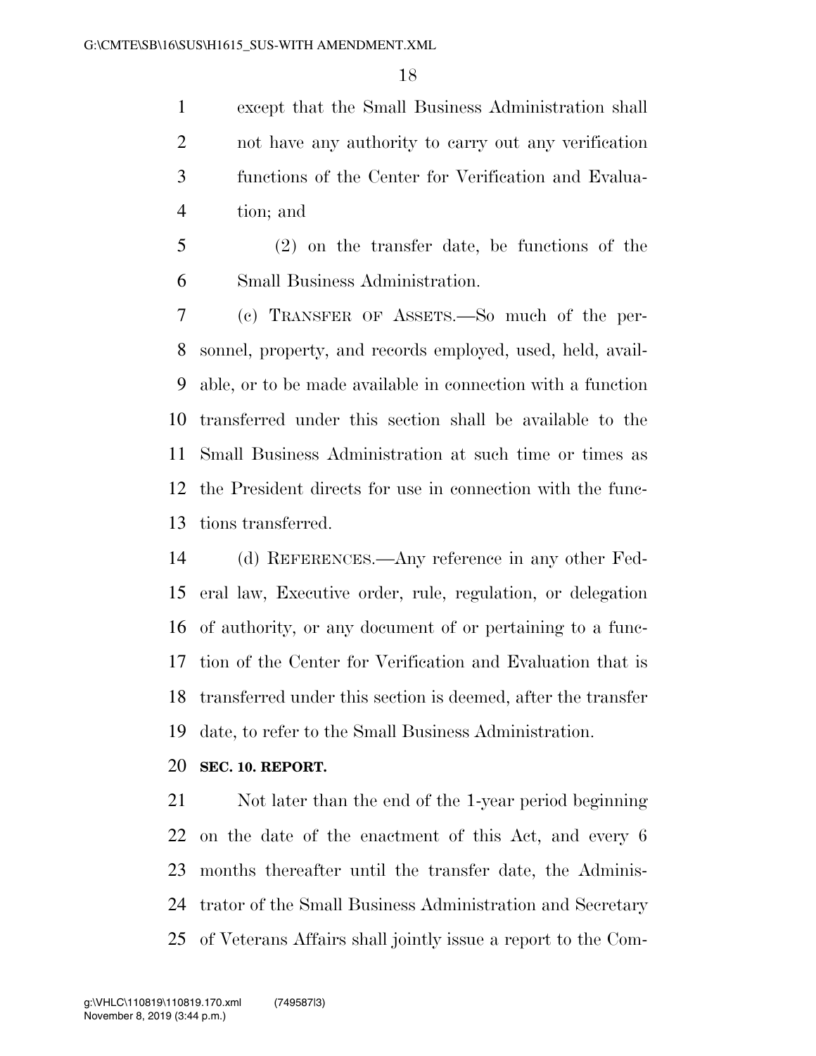except that the Small Business Administration shall not have any authority to carry out any verification functions of the Center for Verification and Evaluation; and

(2) on the transfer date, be functions of the Small Business Administration.

(c) TRANSFER OF ASSETS.—So much of the personnel, property, and records employed, used, held, available, or to be made available in connection with a function transferred under this section shall be available to the Small Business Administration at such time or times as the President directs for use in connection with the functions transferred.

(d) REFERENCES.—Any reference in any other Federal law, Executive order, rule, regulation, or delegation of authority, or any document of or pertaining to a function of the Center for Verification and Evaluation that is transferred under this section is deemed, after the transfer date, to refer to the Small Business Administration.

**SEC. 10. REPORT.**

Not later than the end of the 1-year period beginning on the date of the enactment of this Act, and every 6 months thereafter until the transfer date, the Administrator of the Small Business Administration and Secretary of Veterans Affairs shall jointly issue a report to the Com-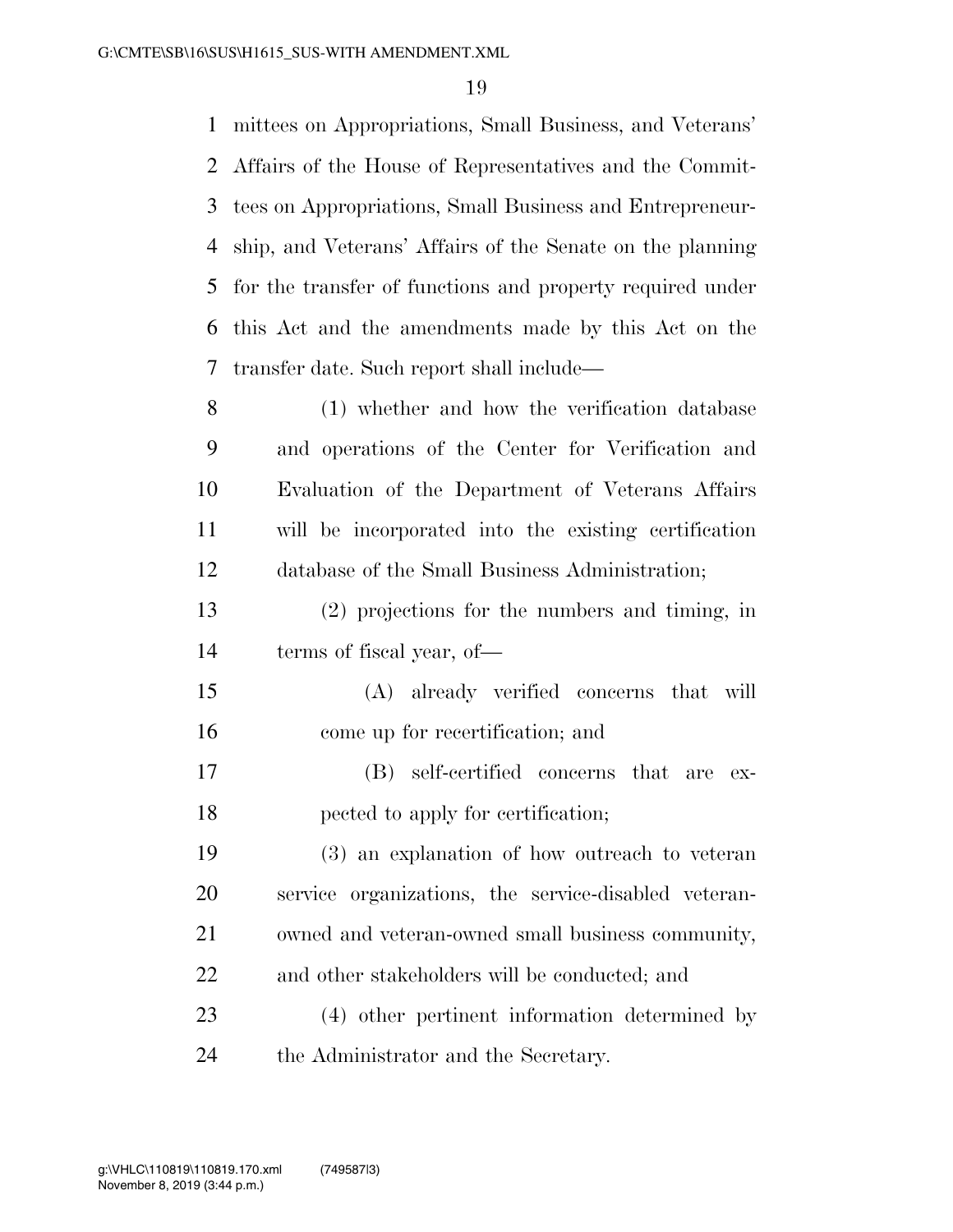mittees on Appropriations, Small Business, and Veterans' Affairs of the House of Representatives and the Committees on Appropriations, Small Business and Entrepreneurship, and Veterans' Affairs of the Senate on the planning for the transfer of functions and property required under this Act and the amendments made by this Act on the transfer date. Such report shall include—

(1) whether and how the verification database and operations of the Center for Verification and Evaluation of the Department of Veterans Affairs will be incorporated into the existing certification database of the Small Business Administration;

(2) projections for the numbers and timing, in terms of fiscal year, of—

(A) already verified concerns that will come up for recertification; and

(B) self-certified concerns that are expected to apply for certification;

(3) an explanation of how outreach to veteran service organizations, the service-disabled veteran-owned and veteran-owned small business community, and other stakeholders will be conducted; and

(4) other pertinent information determined by the Administrator and the Secretary.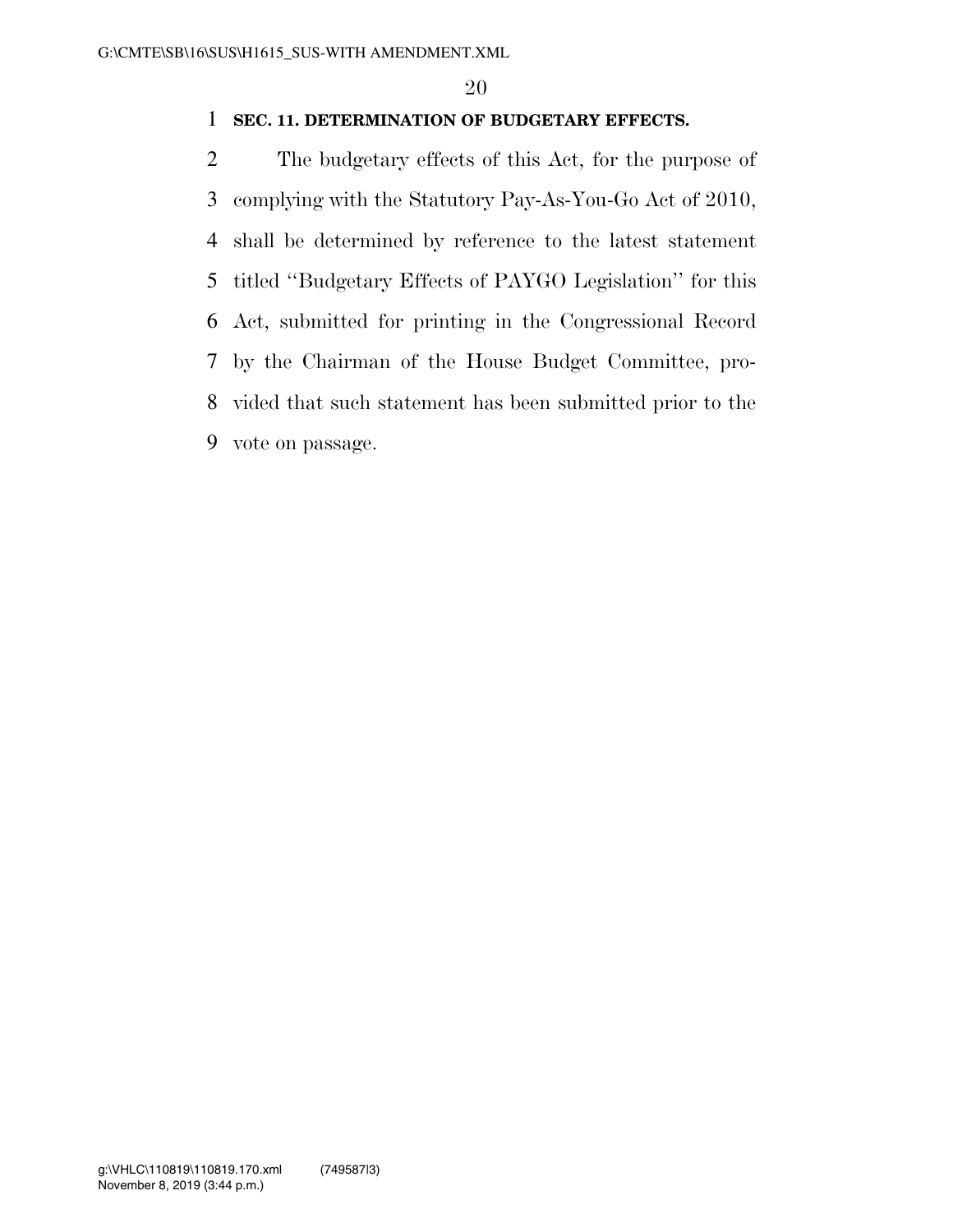**SEC. 11. DETERMINATION OF BUDGETARY EFFECTS.**

The budgetary effects of this Act, for the purpose of complying with the Statutory Pay-As-You-Go Act of 2010, shall be determined by reference to the latest statement titled ''Budgetary Effects of PAYGO Legislation'' for this Act, submitted for printing in the Congressional Record by the Chairman of the House Budget Committee, provided that such statement has been submitted prior to the vote on passage.